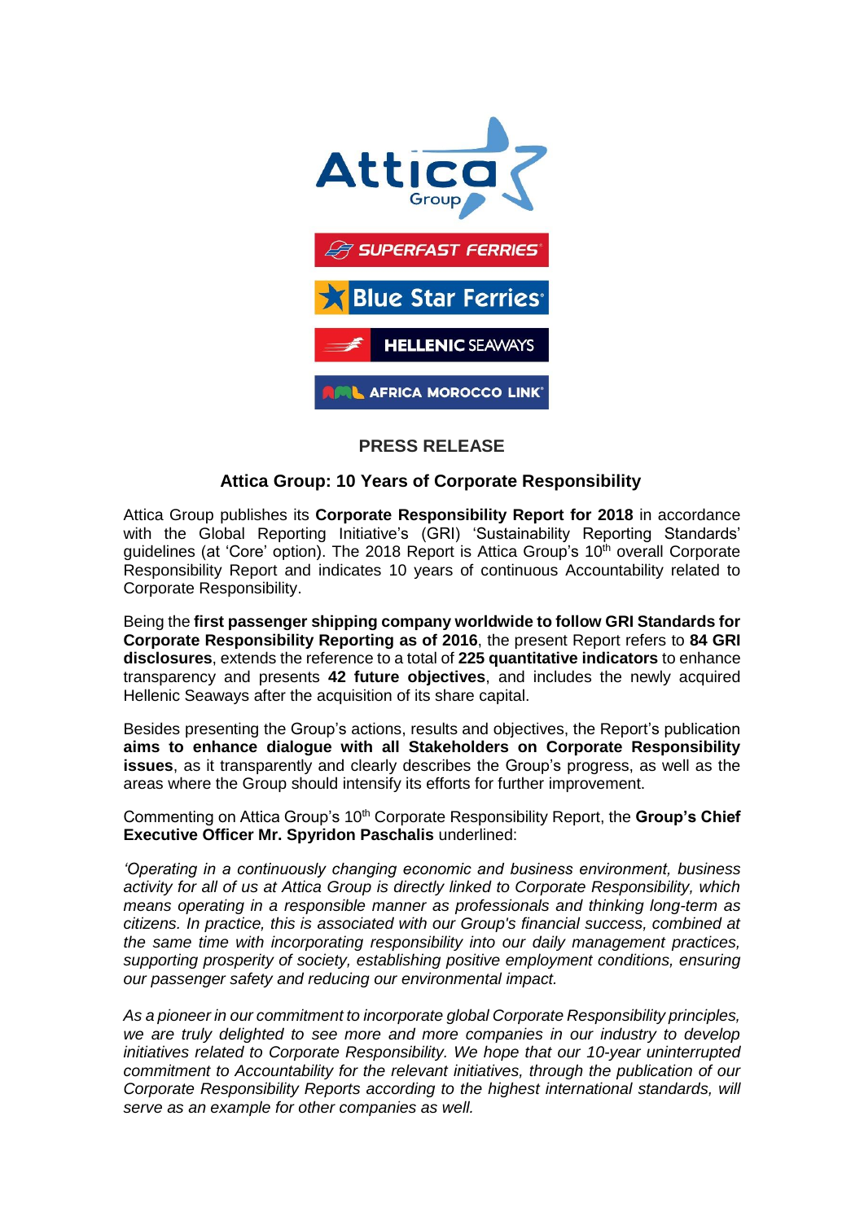**PRESS RELEASE**

## Attica Group: 10 Years of Corporate Responsibility

Attica Group publishes its **Corporate Responsibility Report for 2018** in accordance with the Global Reporting Initiative's (GRI) 'Sustainability Reporting Standards' guidelines (at 'Core' option). The 2018 Report is Attica Group's 10th overall Corporate Responsibility Report and indicates 10 years of continuous Accountability related to Corporate Responsibility.

Being the **first passenger shipping company worldwide to follow GRI Standards for Corporate Responsibility Reporting as of 2016**, the present Report refers to **84 GRI disclosures**, extends the reference to a total of **225 quantitative indicators** to enhance transparency and presents **42 future objectives**, and includes the newly acquired Hellenic Seaways after the acquisition of its share capital.

Besides presenting the Group's actions, results and objectives, the Report's publication **aims to enhance dialogue with all Stakeholders on Corporate Responsibility issues**, as it transparently and clearly describes the Group's progress, as well as the areas where the Group should intensify its efforts for further improvement.

Commenting on Attica Group's 10th Corporate Responsibility Report, the **Group's Chief Executive Officer Mr. Spyridon Paschalis** underlined:

*'Operating in a continuously changing economic and business environment, business activity for all of us at Attica Group is directly linked to Corporate Responsibility, which means operating in a responsible manner as professionals and thinking long-term as citizens. In practice, this is associated with our Group's financial success, combined at the same time with incorporating responsibility into our daily management practices, supporting prosperity of society, establishing positive employment conditions, ensuring our passenger safety and reducing our environmental impact.*

*As a pioneer in our commitment to incorporate global Corporate Responsibility principles, we are truly delighted to see more and more companies in our industry to develop initiatives related to Corporate Responsibility. We hope that our 10-year uninterrupted commitment to Accountability for the relevant initiatives, through the publication of our Corporate Responsibility Reports according to the highest international standards, will serve as an example for other companies as well.*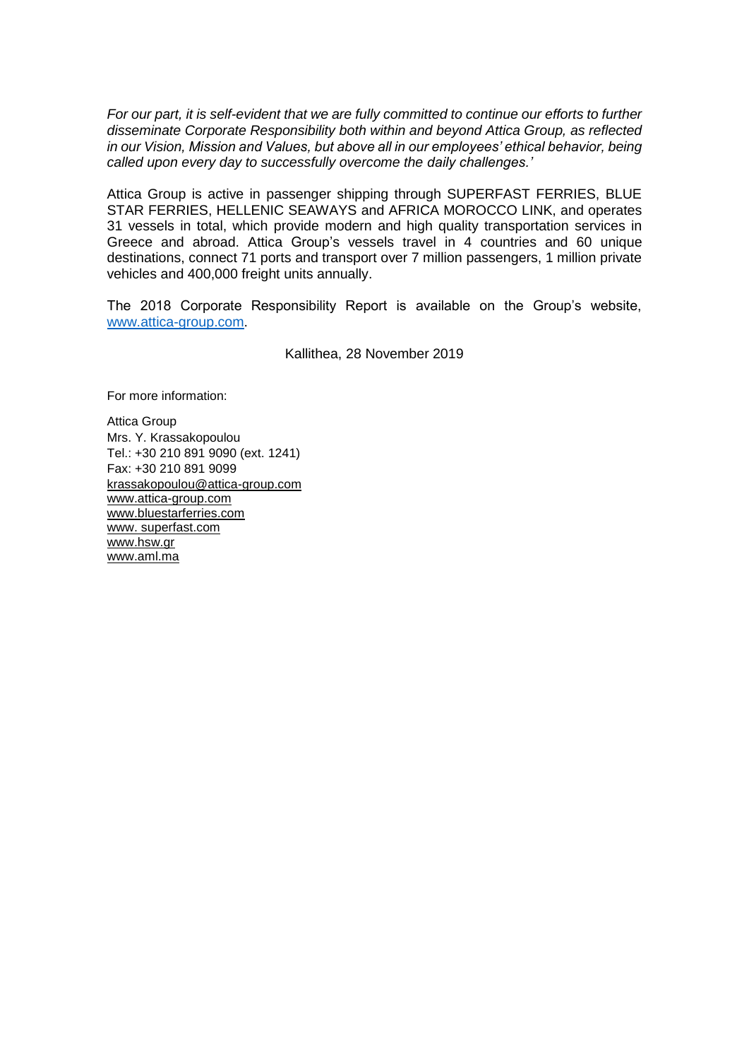*For our part, it is self-evident that we are fully committed to continue our efforts to further disseminate Corporate Responsibility both within and beyond Attica Group, as reflected in our Vision, Mission and Values, but above all in our employees' ethical behavior, being called upon every day to successfully overcome the daily challenges.'*

Attica Group is active in passenger shipping through SUPERFAST FERRIES, BLUE STAR FERRIES, HELLENIC SEAWAYS and AFRICA MOROCCO LINK, and operates 31 vessels in total, which provide modern and high quality transportation services in Greece and abroad. Attica Group's vessels travel in 4 countries and 60 unique destinations, connect 71 ports and transport over 7 million passengers, 1 million private vehicles and 400,000 freight units annually.

The 2018 Corporate Responsibility Report is available on the Group's website, www.attica-group.com.

Kallithea, 28 November 2019

For more information:

Attica Group
Mrs. Y. Krassakopoulou
Tel.: +30 210 891 9090 (ext. 1241)
Fax: +30 210 891 9099
krassakopoulou@attica-group.com
www.attica-group.com
www.bluestarferries.com
www. superfast.com
www.hsw.gr
www.aml.ma